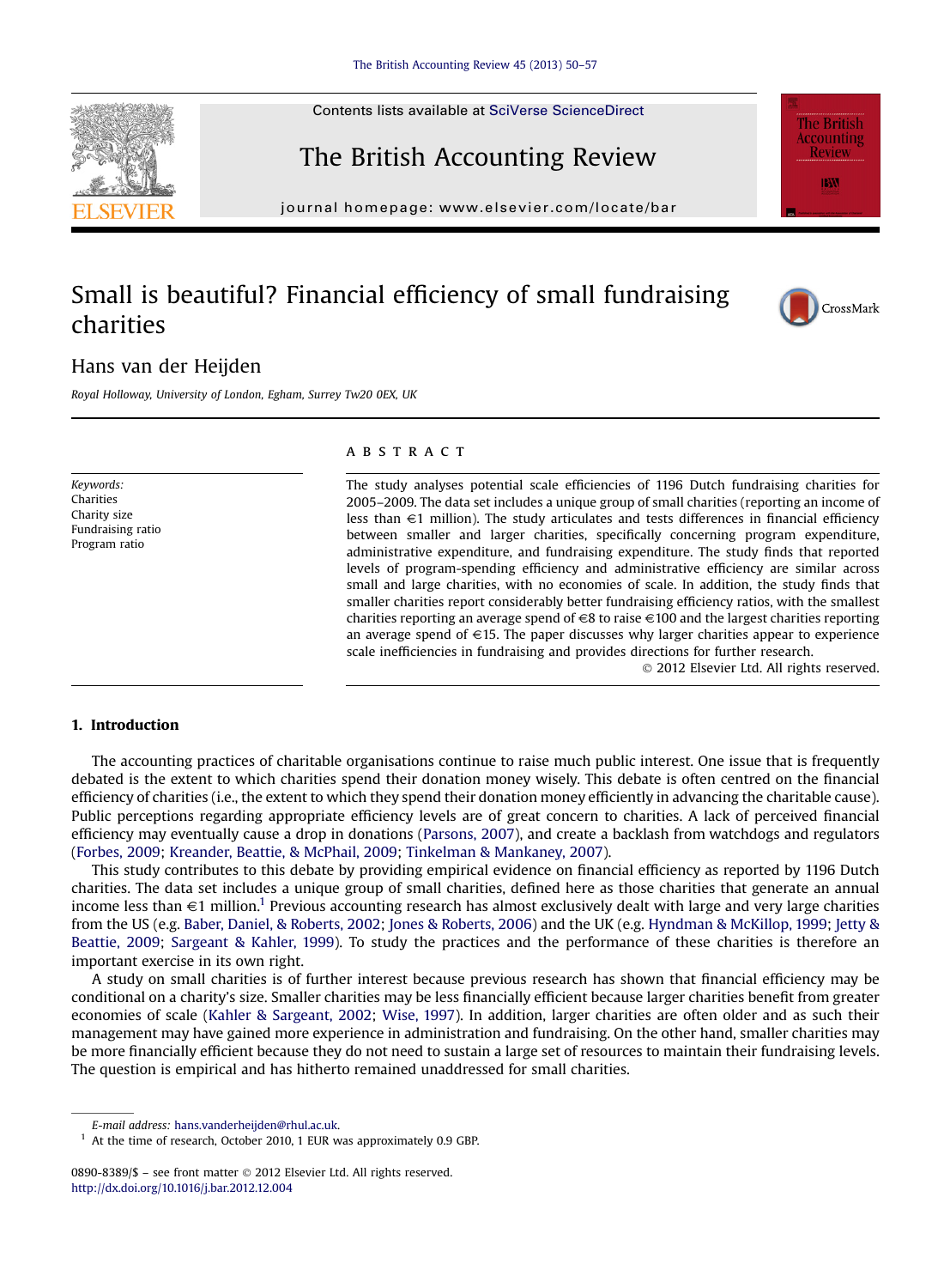# Small is beautiful? Financial efficiency of small fundraising charities

Hans van der Heijden

*Royal Holloway, University of London, Egham, Surrey Tw20 0EX, UK*

*Keywords:*
Charities
Charity size
Fundraising ratio
Program ratio

## ABSTRACT

The study analyses potential scale efficiencies of 1196 Dutch fundraising charities for 2005–2009. The data set includes a unique group of small charities (reporting an income of less than €1 million). The study articulates and tests differences in financial efficiency between smaller and larger charities, specifically concerning program expenditure, administrative expenditure, and fundraising expenditure. The study finds that reported levels of program-spending efficiency and administrative efficiency are similar across small and large charities, with no economies of scale. In addition, the study finds that smaller charities report considerably better fundraising efficiency ratios, with the smallest charities reporting an average spend of €8 to raise €100 and the largest charities reporting an average spend of €15. The paper discusses why larger charities appear to experience scale inefficiencies in fundraising and provides directions for further research.

© 2012 Elsevier Ltd. All rights reserved.

## 1. Introduction

The accounting practices of charitable organisations continue to raise much public interest. One issue that is frequently debated is the extent to which charities spend their donation money wisely. This debate is often centred on the financial efficiency of charities (i.e., the extent to which they spend their donation money efficiently in advancing the charitable cause). Public perceptions regarding appropriate efficiency levels are of great concern to charities. A lack of perceived financial efficiency may eventually cause a drop in donations (Parsons, 2007), and create a backlash from watchdogs and regulators (Forbes, 2009; Kreander, Beattie, & McPhail, 2009; Tinkelman & Mankaney, 2007).

This study contributes to this debate by providing empirical evidence on financial efficiency as reported by 1196 Dutch charities. The data set includes a unique group of small charities, defined here as those charities that generate an annual income less than €1 million.[1] Previous accounting research has almost exclusively dealt with large and very large charities from the US (e.g. Baber, Daniel, & Roberts, 2002; Jones & Roberts, 2006) and the UK (e.g. Hyndman & McKillop, 1999; Jetty & Beattie, 2009; Sargeant & Kahler, 1999). To study the practices and the performance of these charities is therefore an important exercise in its own right.

A study on small charities is of further interest because previous research has shown that financial efficiency may be conditional on a charity's size. Smaller charities may be less financially efficient because larger charities benefit from greater economies of scale (Kahler & Sargeant, 2002; Wise, 1997). In addition, larger charities are often older and as such their management may have gained more experience in administration and fundraising. On the other hand, smaller charities may be more financially efficient because they do not need to sustain a large set of resources to maintain their fundraising levels. The question is empirical and has hitherto remained unaddressed for small charities.

*E-mail address:* hans.vanderheijden@rhul.ac.uk.

[1] At the time of research, October 2010, 1 EUR was approximately 0.9 GBP.

0890-8389/$ – see front matter © 2012 Elsevier Ltd. All rights reserved.
http://dx.doi.org/10.1016/j.bar.2012.12.004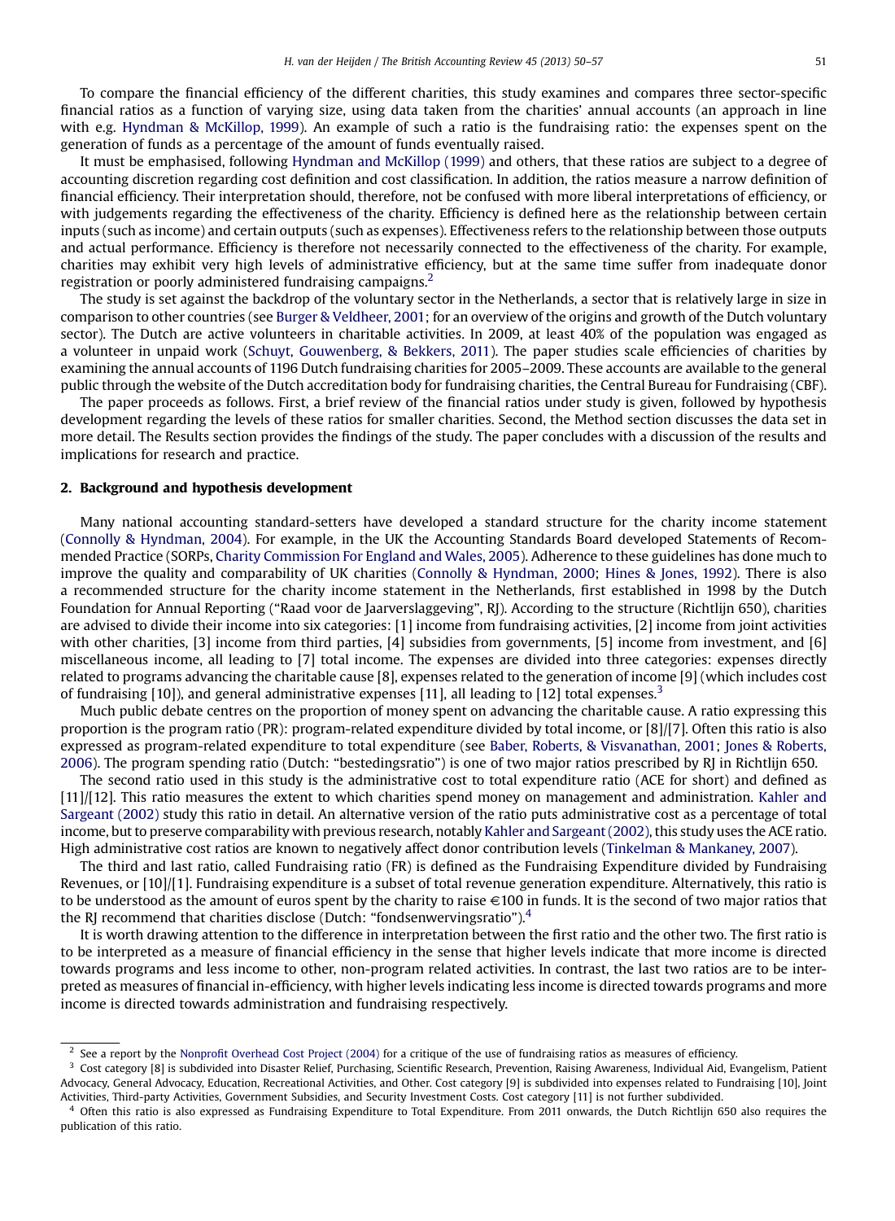To compare the financial efficiency of the different charities, this study examines and compares three sector-specific financial ratios as a function of varying size, using data taken from the charities' annual accounts (an approach in line with e.g. Hyndman & McKillop, 1999). An example of such a ratio is the fundraising ratio: the expenses spent on the generation of funds as a percentage of the amount of funds eventually raised.

It must be emphasised, following Hyndman and McKillop (1999) and others, that these ratios are subject to a degree of accounting discretion regarding cost definition and cost classification. In addition, the ratios measure a narrow definition of financial efficiency. Their interpretation should, therefore, not be confused with more liberal interpretations of efficiency, or with judgements regarding the effectiveness of the charity. Efficiency is defined here as the relationship between certain inputs (such as income) and certain outputs (such as expenses). Effectiveness refers to the relationship between those outputs and actual performance. Efficiency is therefore not necessarily connected to the effectiveness of the charity. For example, charities may exhibit very high levels of administrative efficiency, but at the same time suffer from inadequate donor registration or poorly administered fundraising campaigns.[2]

The study is set against the backdrop of the voluntary sector in the Netherlands, a sector that is relatively large in size in comparison to other countries (see Burger & Veldheer, 2001; for an overview of the origins and growth of the Dutch voluntary sector). The Dutch are active volunteers in charitable activities. In 2009, at least 40% of the population was engaged as a volunteer in unpaid work (Schuyt, Gouwenberg, & Bekkers, 2011). The paper studies scale efficiencies of charities by examining the annual accounts of 1196 Dutch fundraising charities for 2005–2009. These accounts are available to the general public through the website of the Dutch accreditation body for fundraising charities, the Central Bureau for Fundraising (CBF).

The paper proceeds as follows. First, a brief review of the financial ratios under study is given, followed by hypothesis development regarding the levels of these ratios for smaller charities. Second, the Method section discusses the data set in more detail. The Results section provides the findings of the study. The paper concludes with a discussion of the results and implications for research and practice.

## 2. Background and hypothesis development

Many national accounting standard-setters have developed a standard structure for the charity income statement (Connolly & Hyndman, 2004). For example, in the UK the Accounting Standards Board developed Statements of Recommended Practice (SORPs, Charity Commission For England and Wales, 2005). Adherence to these guidelines has done much to improve the quality and comparability of UK charities (Connolly & Hyndman, 2000; Hines & Jones, 1992). There is also a recommended structure for the charity income statement in the Netherlands, first established in 1998 by the Dutch Foundation for Annual Reporting ("Raad voor de Jaarverslaggeving", RJ). According to the structure (Richtlijn 650), charities are advised to divide their income into six categories: [1] income from fundraising activities, [2] income from joint activities with other charities, [3] income from third parties, [4] subsidies from governments, [5] income from investment, and [6] miscellaneous income, all leading to [7] total income. The expenses are divided into three categories: expenses directly related to programs advancing the charitable cause [8], expenses related to the generation of income [9] (which includes cost of fundraising [10]), and general administrative expenses [11], all leading to [12] total expenses.[3]

Much public debate centres on the proportion of money spent on advancing the charitable cause. A ratio expressing this proportion is the program ratio (PR): program-related expenditure divided by total income, or [8]/[7]. Often this ratio is also expressed as program-related expenditure to total expenditure (see Baber, Roberts, & Visvanathan, 2001; Jones & Roberts, 2006). The program spending ratio (Dutch: "bestedingsratio") is one of two major ratios prescribed by RJ in Richtlijn 650.

The second ratio used in this study is the administrative cost to total expenditure ratio (ACE for short) and defined as [11]/[12]. This ratio measures the extent to which charities spend money on management and administration. Kahler and Sargeant (2002) study this ratio in detail. An alternative version of the ratio puts administrative cost as a percentage of total income, but to preserve comparability with previous research, notably Kahler and Sargeant (2002), this study uses the ACE ratio. High administrative cost ratios are known to negatively affect donor contribution levels (Tinkelman & Mankaney, 2007).

The third and last ratio, called Fundraising ratio (FR) is defined as the Fundraising Expenditure divided by Fundraising Revenues, or [10]/[1]. Fundraising expenditure is a subset of total revenue generation expenditure. Alternatively, this ratio is to be understood as the amount of euros spent by the charity to raise €100 in funds. It is the second of two major ratios that the RJ recommend that charities disclose (Dutch: "fondsenwervingsratio").[4]

It is worth drawing attention to the difference in interpretation between the first ratio and the other two. The first ratio is to be interpreted as a measure of financial efficiency in the sense that higher levels indicate that more income is directed towards programs and less income to other, non-program related activities. In contrast, the last two ratios are to be interpreted as measures of financial in-efficiency, with higher levels indicating less income is directed towards programs and more income is directed towards administration and fundraising respectively.

---

[2] See a report by the Nonprofit Overhead Cost Project (2004) for a critique of the use of fundraising ratios as measures of efficiency.

[3] Cost category [8] is subdivided into Disaster Relief, Purchasing, Scientific Research, Prevention, Raising Awareness, Individual Aid, Evangelism, Patient Advocacy, General Advocacy, Education, Recreational Activities, and Other. Cost category [9] is subdivided into expenses related to Fundraising [10], Joint Activities, Third-party Activities, Government Subsidies, and Security Investment Costs. Cost category [11] is not further subdivided.

[4] Often this ratio is also expressed as Fundraising Expenditure to Total Expenditure. From 2011 onwards, the Dutch Richtlijn 650 also requires the publication of this ratio.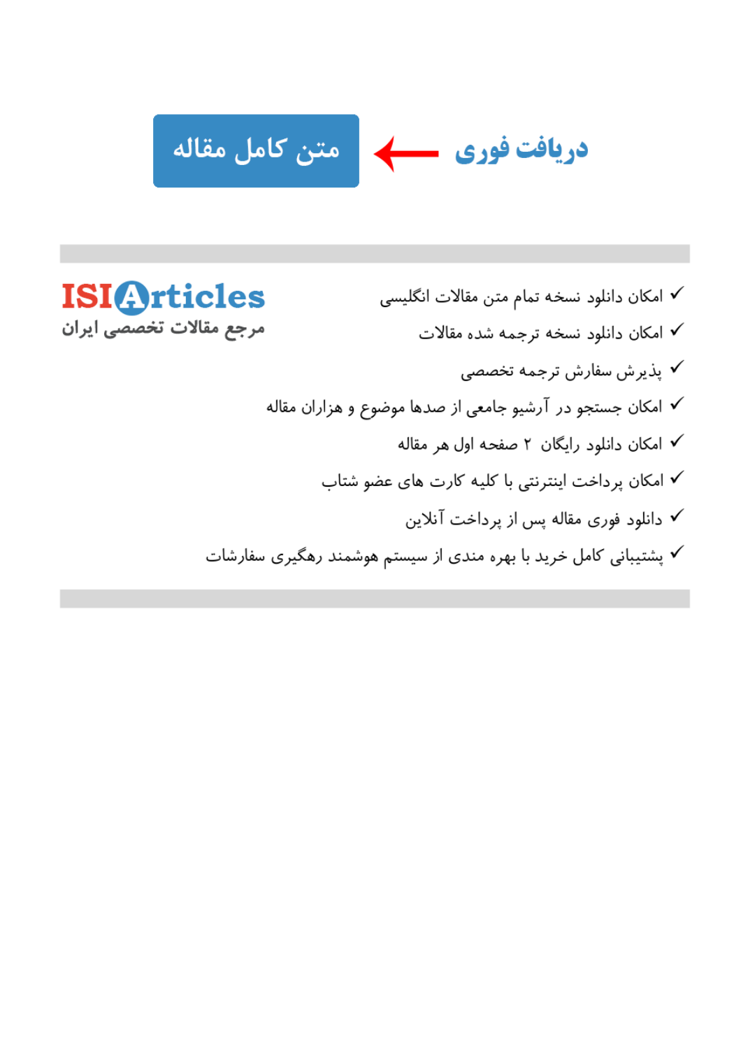دریافت فوری ← **متن کامل مقاله**

**ISIArticles**
مرجع مقالات تخصصی ایران

- ✓ امکان دانلود نسخه تمام متن مقالات انگلیسی
- ✓ امکان دانلود نسخه ترجمه شده مقالات
- ✓ پذیرش سفارش ترجمه تخصصی
- ✓ امکان جستجو در آرشیو جامعی از صدها موضوع و هزاران مقاله
- ✓ امکان دانلود رایگان ۲ صفحه اول هر مقاله
- ✓ امکان پرداخت اینترنتی با کلیه کارت های عضو شتاب
- ✓ دانلود فوری مقاله پس از پرداخت آنلاین
- ✓ پشتیبانی کامل خرید با بهره مندی از سیستم هوشمند رهگیری سفارشات